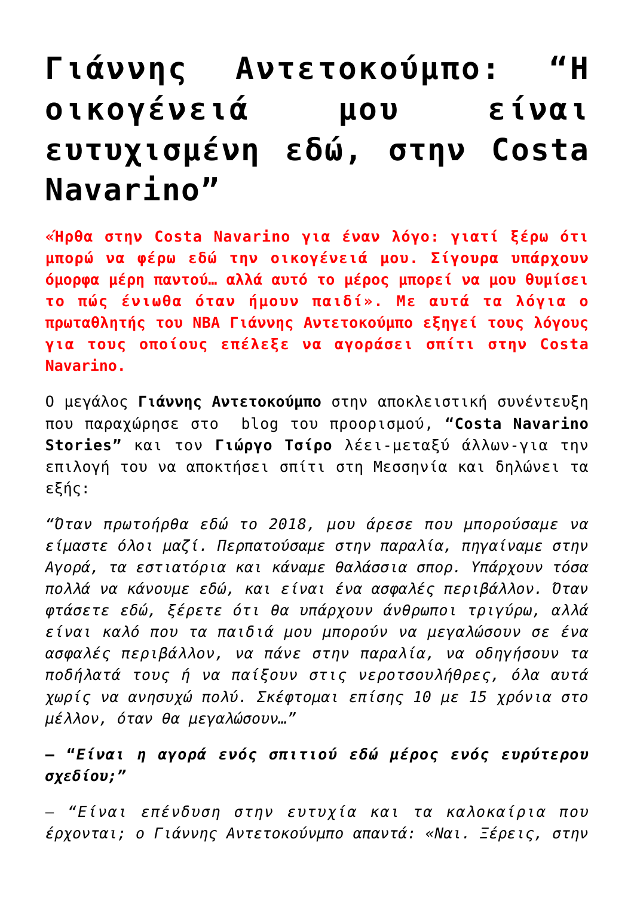# Γιάννης Αντετοκούμπο: "Η οικογένειά μου είναι ευτυχισμένη εδώ, στην Costa Navarino"

**«Ήρθα στην Costa Navarino για έναν λόγο: γιατί ξέρω ότι μπορώ να φέρω εδώ την οικογένειά μου. Σίγουρα υπάρχουν όμορφα μέρη παντού… αλλά αυτό το μέρος μπορεί να μου θυμίσει το πώς ένιωθα όταν ήμουν παιδί». Με αυτά τα λόγια ο πρωταθλητής του NBA Γιάννης Αντετοκούμπο εξηγεί τους λόγους για τους οποίους επέλεξε να αγοράσει σπίτι στην Costa Navarino.**

Ο μεγάλος **Γιάννης Αντετοκούμπο** στην αποκλειστική συνέντευξη που παραχώρησε στο blog του προορισμού, **"Costa Navarino Stories"** και τον **Γιώργο Τσίρο** λέει-μεταξύ άλλων-για την επιλογή του να αποκτήσει σπίτι στη Μεσσηνία και δηλώνει τα εξής:

*"Όταν πρωτοήρθα εδώ το 2018, μου άρεσε που μπορούσαμε να είμαστε όλοι μαζί. Περπατούσαμε στην παραλία, πηγαίναμε στην Αγορά, τα εστιατόρια και κάναμε θαλάσσια σπορ. Υπάρχουν τόσα πολλά να κάνουμε εδώ, και είναι ένα ασφαλές περιβάλλον. Όταν φτάσετε εδώ, ξέρετε ότι θα υπάρχουν άνθρωποι τριγύρω, αλλά είναι καλό που τα παιδιά μου μπορούν να μεγαλώσουν σε ένα ασφαλές περιβάλλον, να πάνε στην παραλία, να οδηγήσουν τα ποδήλατά τους ή να παίξουν στις νεροτσουλήθρες, όλα αυτά χωρίς να ανησυχώ πολύ. Σκέφτομαι επίσης 10 με 15 χρόνια στο μέλλον, όταν θα μεγαλώσουν…"*

**– "*Είναι η αγορά ενός σπιτιού εδώ μέρος ενός ευρύτερου σχεδίου;"***

*– "Είναι επένδυση στην ευτυχία και τα καλοκαίρια που έρχονται; ο Γιάννης Αντετοκούνμπο απαντά: «Ναι. Ξέρεις, στην*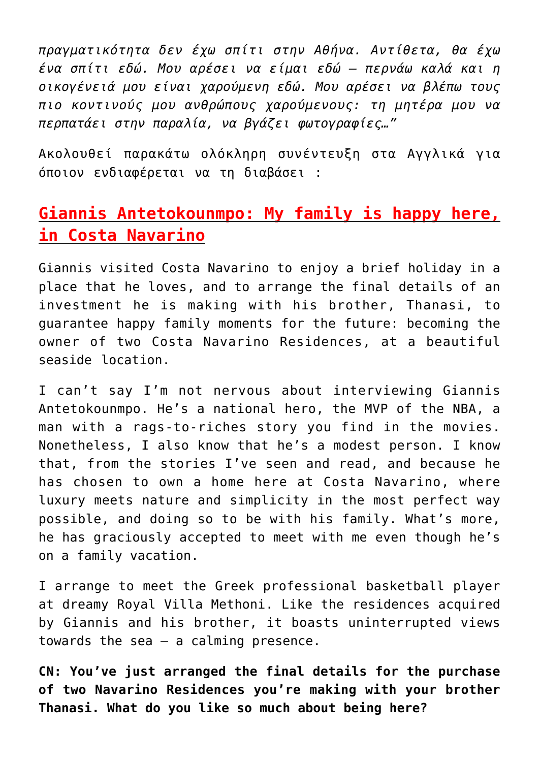*πραγματικότητα δεν έχω σπίτι στην Αθήνα. Αντίθετα, θα έχω ένα σπίτι εδώ. Μου αρέσει να είμαι εδώ – περνάω καλά και η οικογένειά μου είναι χαρούμενη εδώ. Μου αρέσει να βλέπω τους πιο κοντινούς μου ανθρώπους χαρούμενους: τη μητέρα μου να περπατάει στην παραλία, να βγάζει φωτογραφίες…"*

Ακολουθεί παρακάτω ολόκληρη συνέντευξη στα Αγγλικά για όποιον ενδιαφέρεται να τη διαβάσει :

## Giannis Antetokounmpo: My family is happy here, in Costa Navarino

Giannis visited Costa Navarino to enjoy a brief holiday in a place that he loves, and to arrange the final details of an investment he is making with his brother, Thanasi, to guarantee happy family moments for the future: becoming the owner of two Costa Navarino Residences, at a beautiful seaside location.

I can't say I'm not nervous about interviewing Giannis Antetokounmpo. He's a national hero, the MVP of the NBA, a man with a rags-to-riches story you find in the movies. Nonetheless, I also know that he's a modest person. I know that, from the stories I've seen and read, and because he has chosen to own a home here at Costa Navarino, where luxury meets nature and simplicity in the most perfect way possible, and doing so to be with his family. What's more, he has graciously accepted to meet with me even though he's on a family vacation.

I arrange to meet the Greek professional basketball player at dreamy Royal Villa Methoni. Like the residences acquired by Giannis and his brother, it boasts uninterrupted views towards the sea – a calming presence.

**CN: You've just arranged the final details for the purchase of two Navarino Residences you're making with your brother Thanasi. What do you like so much about being here?**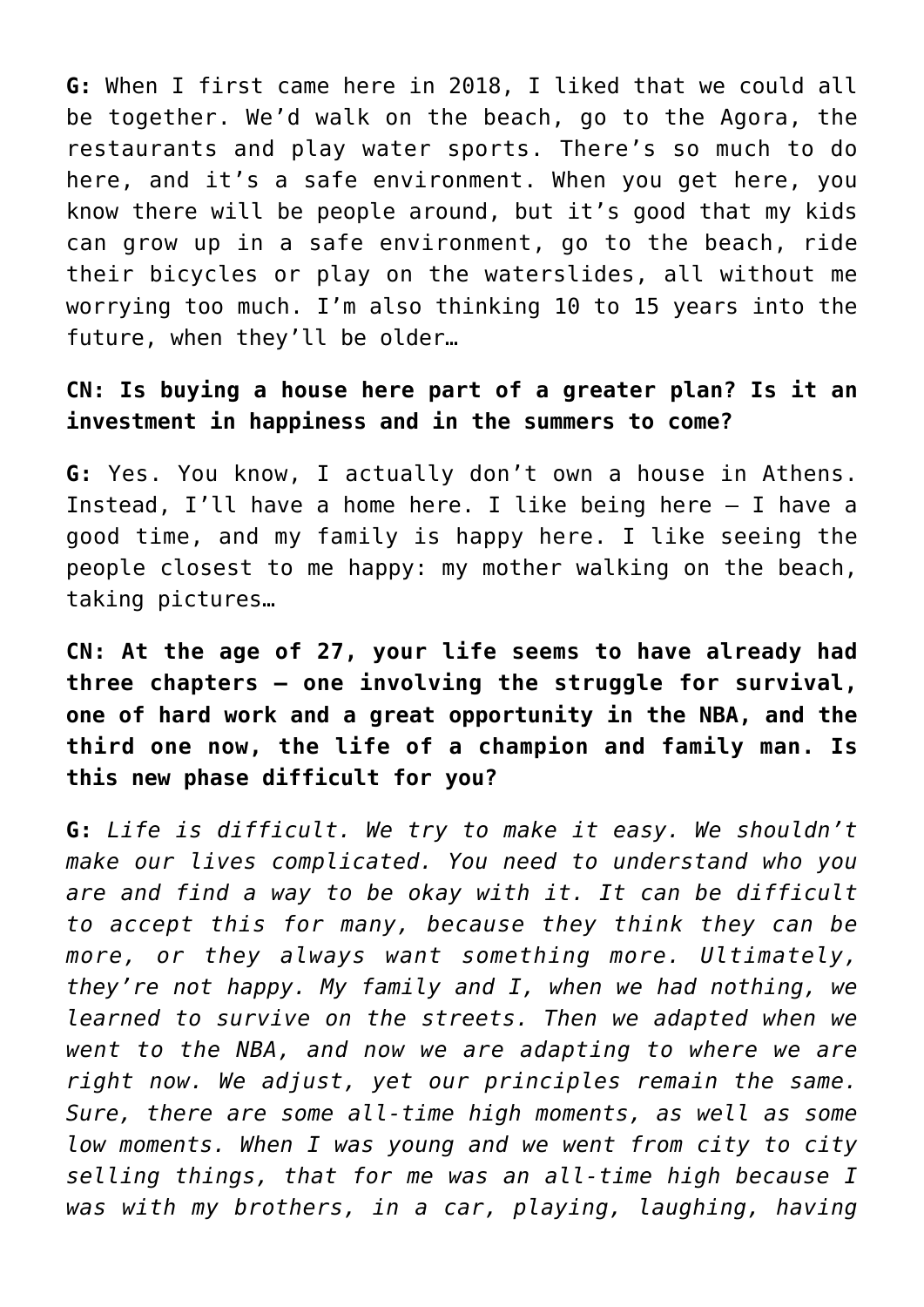**G:** When I first came here in 2018, I liked that we could all be together. We'd walk on the beach, go to the Agora, the restaurants and play water sports. There's so much to do here, and it's a safe environment. When you get here, you know there will be people around, but it's good that my kids can grow up in a safe environment, go to the beach, ride their bicycles or play on the waterslides, all without me worrying too much. I'm also thinking 10 to 15 years into the future, when they'll be older…

**CN: Is buying a house here part of a greater plan? Is it an investment in happiness and in the summers to come?**

**G:** Yes. You know, I actually don't own a house in Athens. Instead, I'll have a home here. I like being here – I have a good time, and my family is happy here. I like seeing the people closest to me happy: my mother walking on the beach, taking pictures…

**CN: At the age of 27, your life seems to have already had three chapters – one involving the struggle for survival, one of hard work and a great opportunity in the NBA, and the third one now, the life of a champion and family man. Is this new phase difficult for you?**

**G:** *Life is difficult. We try to make it easy. We shouldn't make our lives complicated. You need to understand who you are and find a way to be okay with it. It can be difficult to accept this for many, because they think they can be more, or they always want something more. Ultimately, they're not happy. My family and I, when we had nothing, we learned to survive on the streets. Then we adapted when we went to the NBA, and now we are adapting to where we are right now. We adjust, yet our principles remain the same. Sure, there are some all-time high moments, as well as some low moments. When I was young and we went from city to city selling things, that for me was an all-time high because I was with my brothers, in a car, playing, laughing, having*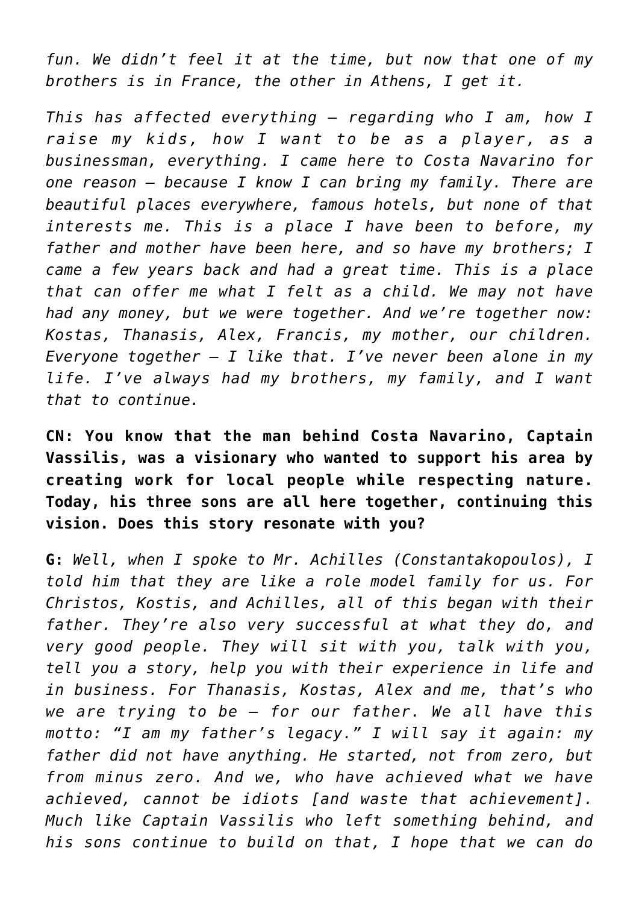*fun. We didn't feel it at the time, but now that one of my brothers is in France, the other in Athens, I get it.*

*This has affected everything – regarding who I am, how I raise my kids, how I want to be as a player, as a businessman, everything. I came here to Costa Navarino for one reason – because I know I can bring my family. There are beautiful places everywhere, famous hotels, but none of that interests me. This is a place I have been to before, my father and mother have been here, and so have my brothers; I came a few years back and had a great time. This is a place that can offer me what I felt as a child. We may not have had any money, but we were together. And we're together now: Kostas, Thanasis, Alex, Francis, my mother, our children. Everyone together – I like that. I've never been alone in my life. I've always had my brothers, my family, and I want that to continue.*

**CN: You know that the man behind Costa Navarino, Captain Vassilis, was a visionary who wanted to support his area by creating work for local people while respecting nature. Today, his three sons are all here together, continuing this vision. Does this story resonate with you?**

**G:** *Well, when I spoke to Mr. Achilles (Constantakopoulos), I told him that they are like a role model family for us. For Christos, Kostis, and Achilles, all of this began with their father. They're also very successful at what they do, and very good people. They will sit with you, talk with you, tell you a story, help you with their experience in life and in business. For Thanasis, Kostas, Alex and me, that's who we are trying to be – for our father. We all have this motto: "I am my father's legacy." I will say it again: my father did not have anything. He started, not from zero, but from minus zero. And we, who have achieved what we have achieved, cannot be idiots [and waste that achievement]. Much like Captain Vassilis who left something behind, and his sons continue to build on that, I hope that we can do*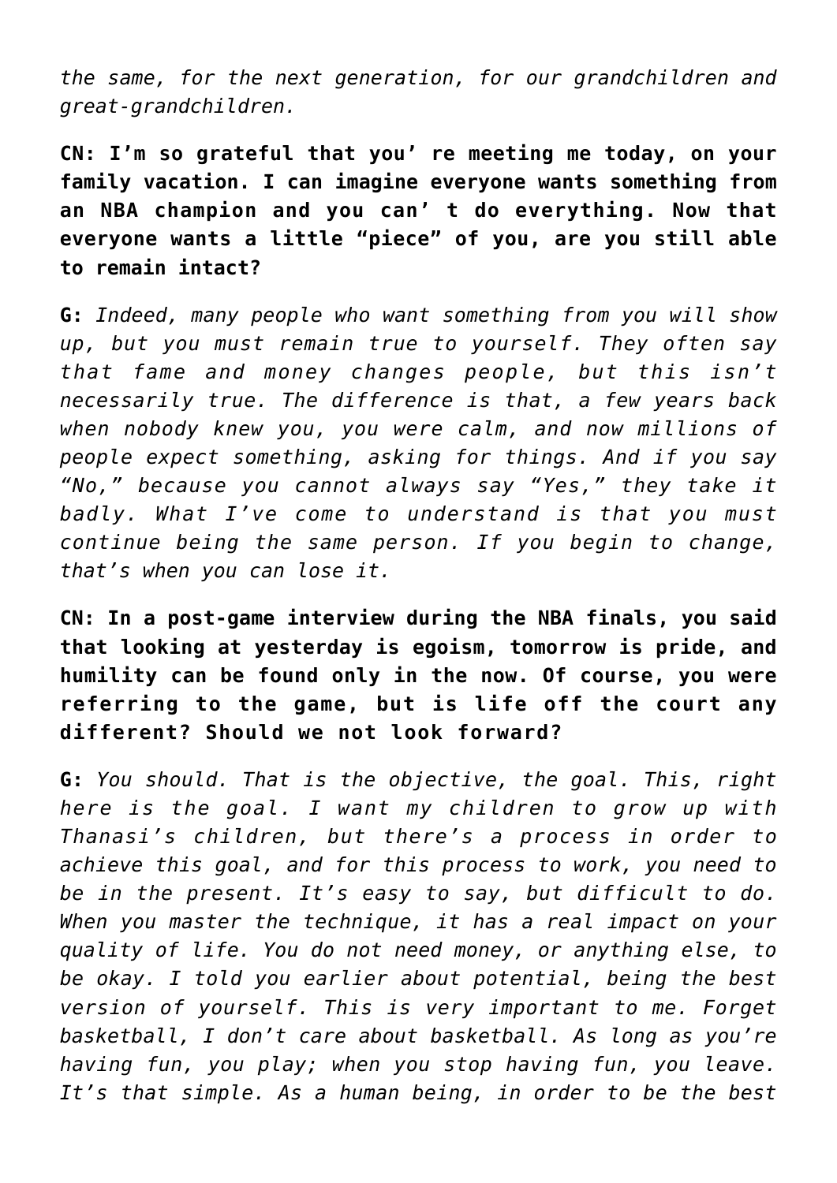*the same, for the next generation, for our grandchildren and great-grandchildren.*

**CN: I'm so grateful that you' re meeting me today, on your family vacation. I can imagine everyone wants something from an NBA champion and you can' t do everything. Now that everyone wants a little "piece" of you, are you still able to remain intact?**

**G:** *Indeed, many people who want something from you will show up, but you must remain true to yourself. They often say that fame and money changes people, but this isn't necessarily true. The difference is that, a few years back when nobody knew you, you were calm, and now millions of people expect something, asking for things. And if you say "No," because you cannot always say "Yes," they take it badly. What I've come to understand is that you must continue being the same person. If you begin to change, that's when you can lose it.*

**CN: In a post-game interview during the NBA finals, you said that looking at yesterday is egoism, tomorrow is pride, and humility can be found only in the now. Of course, you were referring to the game, but is life off the court any different? Should we not look forward?**

**G:** *You should. That is the objective, the goal. This, right here is the goal. I want my children to grow up with Thanasi's children, but there's a process in order to achieve this goal, and for this process to work, you need to be in the present. It's easy to say, but difficult to do. When you master the technique, it has a real impact on your quality of life. You do not need money, or anything else, to be okay. I told you earlier about potential, being the best version of yourself. This is very important to me. Forget basketball, I don't care about basketball. As long as you're having fun, you play; when you stop having fun, you leave. It's that simple. As a human being, in order to be the best*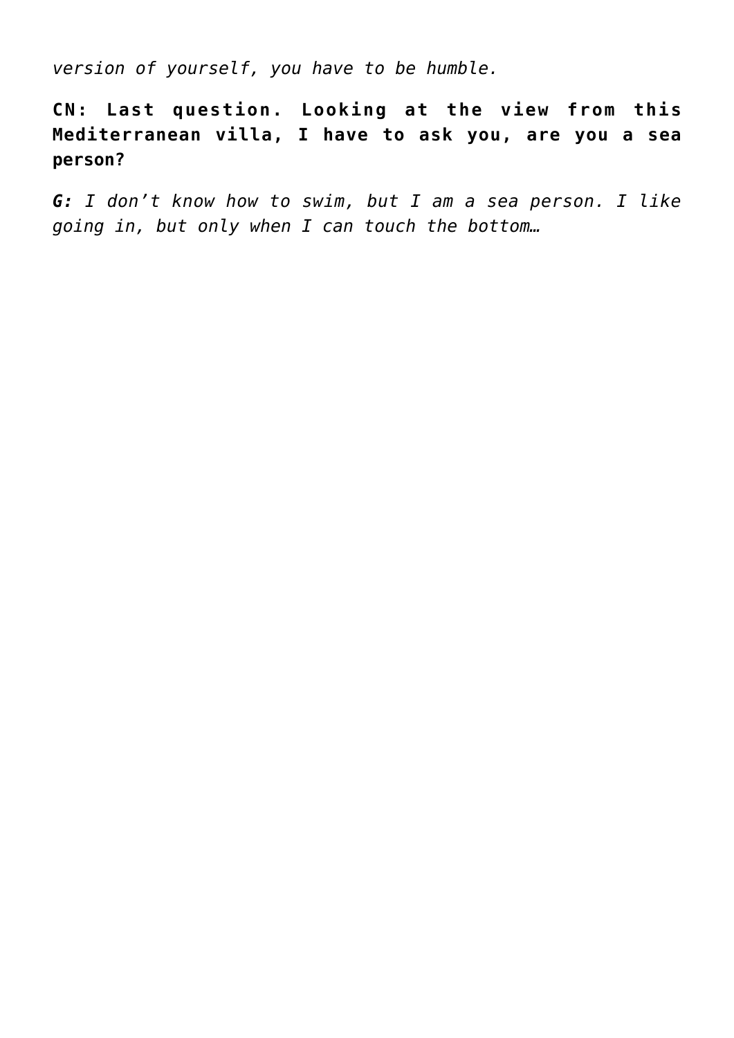*version of yourself, you have to be humble.*

**CN: Last question. Looking at the view from this Mediterranean villa, I have to ask you, are you a sea person?**

***G:*** *I don't know how to swim, but I am a sea person. I like going in, but only when I can touch the bottom…*